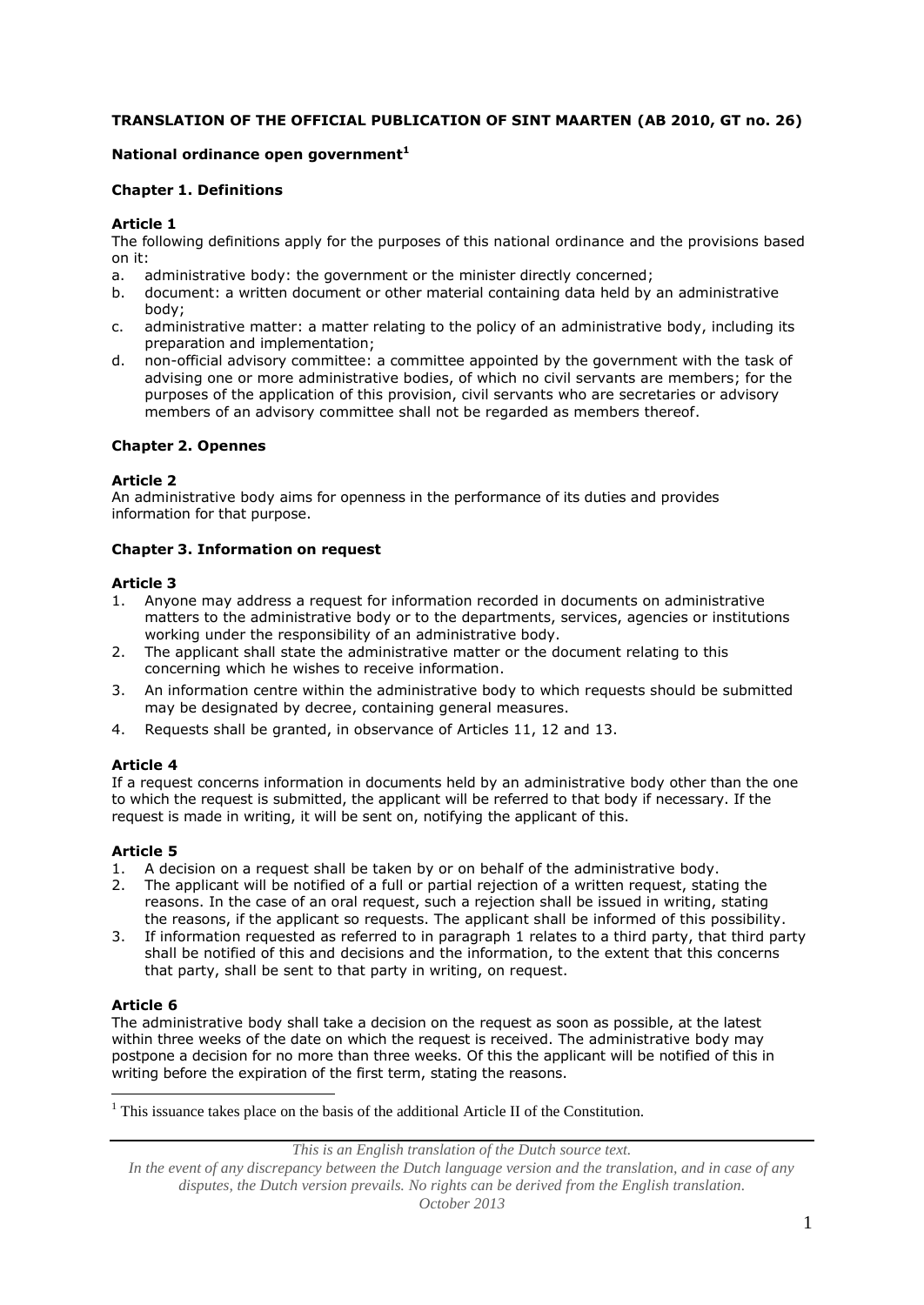**TRANSLATION OF THE OFFICIAL PUBLICATION OF SINT MAARTEN (AB 2010, GT no. 26)**

**National ordinance open government[1]**

### Chapter 1. Definitions

**Article 1**

The following definitions apply for the purposes of this national ordinance and the provisions based on it:

a. administrative body: the government or the minister directly concerned;
b. document: a written document or other material containing data held by an administrative body;
c. administrative matter: a matter relating to the policy of an administrative body, including its preparation and implementation;
d. non-official advisory committee: a committee appointed by the government with the task of advising one or more administrative bodies, of which no civil servants are members; for the purposes of the application of this provision, civil servants who are secretaries or advisory members of an advisory committee shall not be regarded as members thereof.

### Chapter 2. Opennes

**Article 2**

An administrative body aims for openness in the performance of its duties and provides information for that purpose.

### Chapter 3. Information on request

**Article 3**

1. Anyone may address a request for information recorded in documents on administrative matters to the administrative body or to the departments, services, agencies or institutions working under the responsibility of an administrative body.
2. The applicant shall state the administrative matter or the document relating to this concerning which he wishes to receive information.
3. An information centre within the administrative body to which requests should be submitted may be designated by decree, containing general measures.
4. Requests shall be granted, in observance of Articles 11, 12 and 13.

**Article 4**

If a request concerns information in documents held by an administrative body other than the one to which the request is submitted, the applicant will be referred to that body if necessary. If the request is made in writing, it will be sent on, notifying the applicant of this.

**Article 5**

1. A decision on a request shall be taken by or on behalf of the administrative body.
2. The applicant will be notified of a full or partial rejection of a written request, stating the reasons. In the case of an oral request, such a rejection shall be issued in writing, stating the reasons, if the applicant so requests. The applicant shall be informed of this possibility.
3. If information requested as referred to in paragraph 1 relates to a third party, that third party shall be notified of this and decisions and the information, to the extent that this concerns that party, shall be sent to that party in writing, on request.

**Article 6**

The administrative body shall take a decision on the request as soon as possible, at the latest within three weeks of the date on which the request is received. The administrative body may postpone a decision for no more than three weeks. Of this the applicant will be notified of this in writing before the expiration of the first term, stating the reasons.

[1] This issuance takes place on the basis of the additional Article II of the Constitution.

*This is an English translation of the Dutch source text.*
*In the event of any discrepancy between the Dutch language version and the translation, and in case of any disputes, the Dutch version prevails. No rights can be derived from the English translation.*
*October 2013*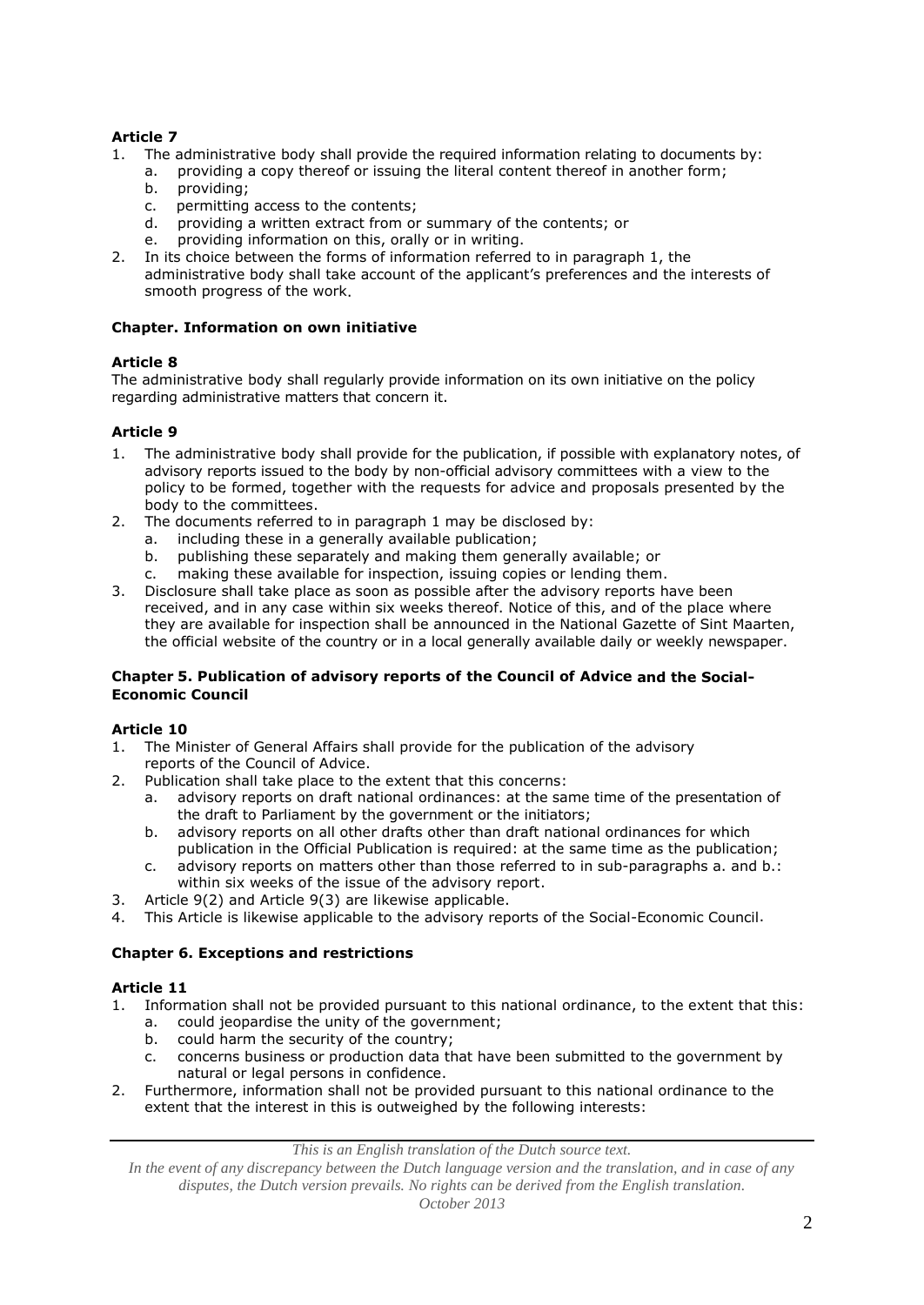**Article 7**

1. The administrative body shall provide the required information relating to documents by:
   a. providing a copy thereof or issuing the literal content thereof in another form;
   b. providing;
   c. permitting access to the contents;
   d. providing a written extract from or summary of the contents; or
   e. providing information on this, orally or in writing.
2. In its choice between the forms of information referred to in paragraph 1, the administrative body shall take account of the applicant's preferences and the interests of smooth progress of the work.

**Chapter. Information on own initiative**

**Article 8**

The administrative body shall regularly provide information on its own initiative on the policy regarding administrative matters that concern it.

**Article 9**

1. The administrative body shall provide for the publication, if possible with explanatory notes, of advisory reports issued to the body by non-official advisory committees with a view to the policy to be formed, together with the requests for advice and proposals presented by the body to the committees.
2. The documents referred to in paragraph 1 may be disclosed by:
   a. including these in a generally available publication;
   b. publishing these separately and making them generally available; or
   c. making these available for inspection, issuing copies or lending them.
3. Disclosure shall take place as soon as possible after the advisory reports have been received, and in any case within six weeks thereof. Notice of this, and of the place where they are available for inspection shall be announced in the National Gazette of Sint Maarten, the official website of the country or in a local generally available daily or weekly newspaper.

**Chapter 5. Publication of advisory reports of the Council of Advice and the Social-Economic Council**

**Article 10**

1. The Minister of General Affairs shall provide for the publication of the advisory reports of the Council of Advice.
2. Publication shall take place to the extent that this concerns:
   a. advisory reports on draft national ordinances: at the same time of the presentation of the draft to Parliament by the government or the initiators;
   b. advisory reports on all other drafts other than draft national ordinances for which publication in the Official Publication is required: at the same time as the publication;
   c. advisory reports on matters other than those referred to in sub-paragraphs a. and b.: within six weeks of the issue of the advisory report.
3. Article 9(2) and Article 9(3) are likewise applicable.
4. This Article is likewise applicable to the advisory reports of the Social-Economic Council.

**Chapter 6. Exceptions and restrictions**

**Article 11**

1. Information shall not be provided pursuant to this national ordinance, to the extent that this:
   a. could jeopardise the unity of the government;
   b. could harm the security of the country;
   c. concerns business or production data that have been submitted to the government by natural or legal persons in confidence.
2. Furthermore, information shall not be provided pursuant to this national ordinance to the extent that the interest in this is outweighed by the following interests:

*This is an English translation of the Dutch source text.*
*In the event of any discrepancy between the Dutch language version and the translation, and in case of any disputes, the Dutch version prevails. No rights can be derived from the English translation.*
*October 2013*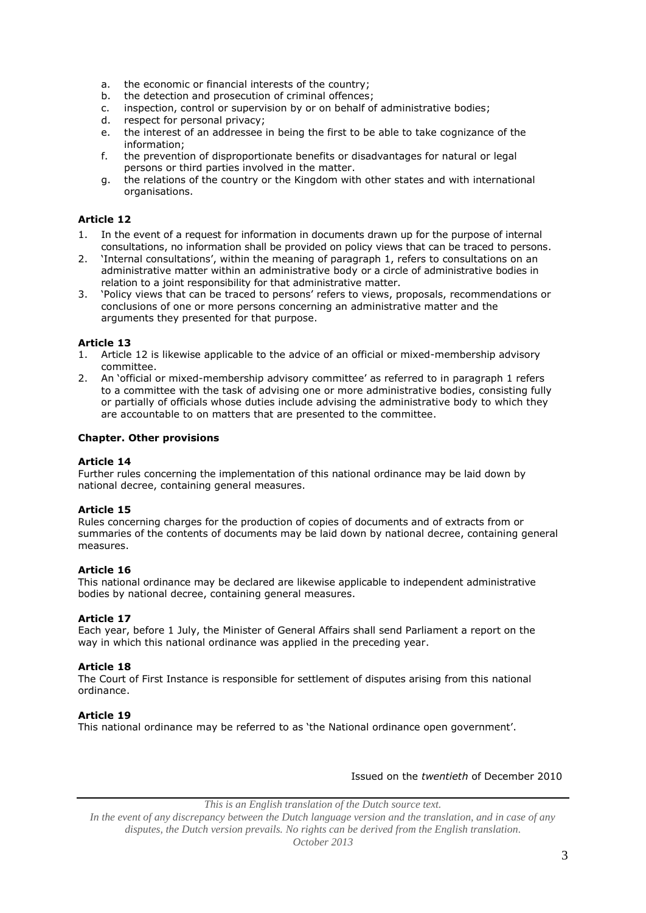a. the economic or financial interests of the country;
b. the detection and prosecution of criminal offences;
c. inspection, control or supervision by or on behalf of administrative bodies;
d. respect for personal privacy;
e. the interest of an addressee in being the first to be able to take cognizance of the information;
f. the prevention of disproportionate benefits or disadvantages for natural or legal persons or third parties involved in the matter.
g. the relations of the country or the Kingdom with other states and with international organisations.

**Article 12**

1. In the event of a request for information in documents drawn up for the purpose of internal consultations, no information shall be provided on policy views that can be traced to persons.
2. 'Internal consultations', within the meaning of paragraph 1, refers to consultations on an administrative matter within an administrative body or a circle of administrative bodies in relation to a joint responsibility for that administrative matter.
3. 'Policy views that can be traced to persons' refers to views, proposals, recommendations or conclusions of one or more persons concerning an administrative matter and the arguments they presented for that purpose.

**Article 13**

1. Article 12 is likewise applicable to the advice of an official or mixed-membership advisory committee.
2. An 'official or mixed-membership advisory committee' as referred to in paragraph 1 refers to a committee with the task of advising one or more administrative bodies, consisting fully or partially of officials whose duties include advising the administrative body to which they are accountable to on matters that are presented to the committee.

**Chapter. Other provisions**

**Article 14**

Further rules concerning the implementation of this national ordinance may be laid down by national decree, containing general measures.

**Article 15**

Rules concerning charges for the production of copies of documents and of extracts from or summaries of the contents of documents may be laid down by national decree, containing general measures.

**Article 16**

This national ordinance may be declared are likewise applicable to independent administrative bodies by national decree, containing general measures.

**Article 17**

Each year, before 1 July, the Minister of General Affairs shall send Parliament a report on the way in which this national ordinance was applied in the preceding year.

**Article 18**

The Court of First Instance is responsible for settlement of disputes arising from this national ordinance.

**Article 19**

This national ordinance may be referred to as 'the National ordinance open government'.

Issued on the *twentieth* of December 2010

*This is an English translation of the Dutch source text.*
*In the event of any discrepancy between the Dutch language version and the translation, and in case of any disputes, the Dutch version prevails. No rights can be derived from the English translation.*
*October 2013*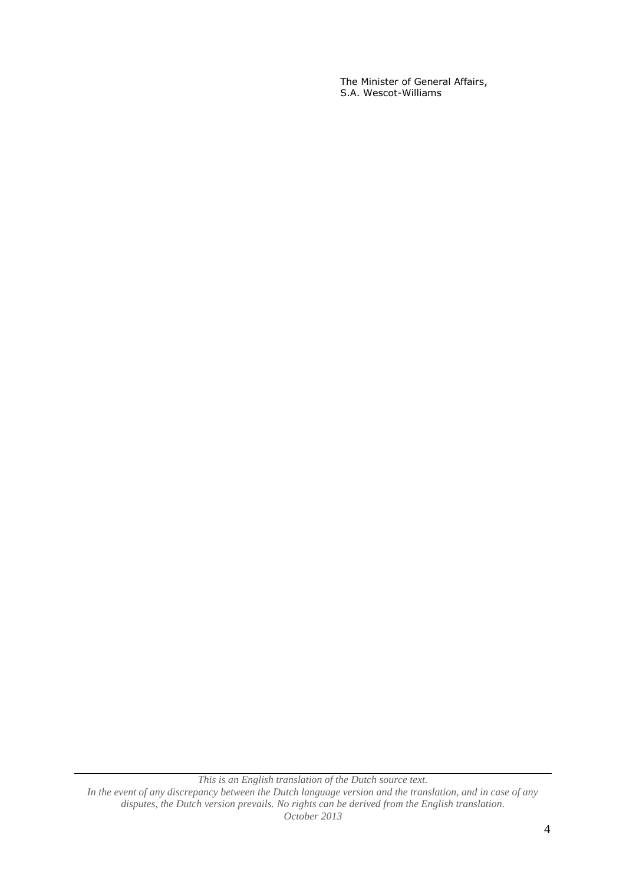The Minister of General Affairs,
S.A. Wescot-Williams